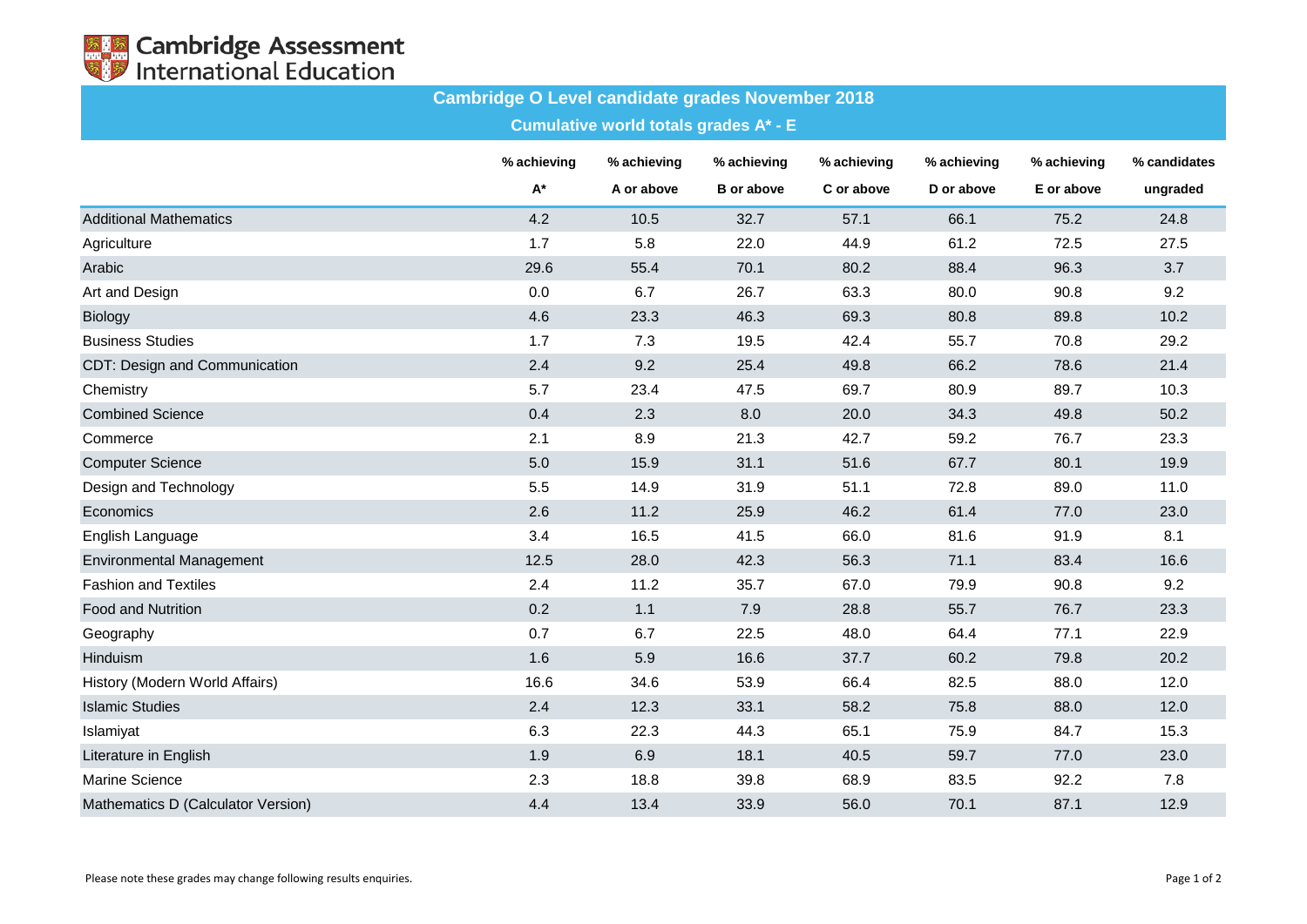Cambridge Assessment International Education

# Cambridge O Level candidate grades November 2018

## Cumulative world totals grades A* - E

| | % achieving A* | % achieving A or above | % achieving B or above | % achieving C or above | % achieving D or above | % achieving E or above | % candidates ungraded |
|---|---|---|---|---|---|---|---|
| Additional Mathematics | 4.2 | 10.5 | 32.7 | 57.1 | 66.1 | 75.2 | 24.8 |
| Agriculture | 1.7 | 5.8 | 22.0 | 44.9 | 61.2 | 72.5 | 27.5 |
| Arabic | 29.6 | 55.4 | 70.1 | 80.2 | 88.4 | 96.3 | 3.7 |
| Art and Design | 0.0 | 6.7 | 26.7 | 63.3 | 80.0 | 90.8 | 9.2 |
| Biology | 4.6 | 23.3 | 46.3 | 69.3 | 80.8 | 89.8 | 10.2 |
| Business Studies | 1.7 | 7.3 | 19.5 | 42.4 | 55.7 | 70.8 | 29.2 |
| CDT: Design and Communication | 2.4 | 9.2 | 25.4 | 49.8 | 66.2 | 78.6 | 21.4 |
| Chemistry | 5.7 | 23.4 | 47.5 | 69.7 | 80.9 | 89.7 | 10.3 |
| Combined Science | 0.4 | 2.3 | 8.0 | 20.0 | 34.3 | 49.8 | 50.2 |
| Commerce | 2.1 | 8.9 | 21.3 | 42.7 | 59.2 | 76.7 | 23.3 |
| Computer Science | 5.0 | 15.9 | 31.1 | 51.6 | 67.7 | 80.1 | 19.9 |
| Design and Technology | 5.5 | 14.9 | 31.9 | 51.1 | 72.8 | 89.0 | 11.0 |
| Economics | 2.6 | 11.2 | 25.9 | 46.2 | 61.4 | 77.0 | 23.0 |
| English Language | 3.4 | 16.5 | 41.5 | 66.0 | 81.6 | 91.9 | 8.1 |
| Environmental Management | 12.5 | 28.0 | 42.3 | 56.3 | 71.1 | 83.4 | 16.6 |
| Fashion and Textiles | 2.4 | 11.2 | 35.7 | 67.0 | 79.9 | 90.8 | 9.2 |
| Food and Nutrition | 0.2 | 1.1 | 7.9 | 28.8 | 55.7 | 76.7 | 23.3 |
| Geography | 0.7 | 6.7 | 22.5 | 48.0 | 64.4 | 77.1 | 22.9 |
| Hinduism | 1.6 | 5.9 | 16.6 | 37.7 | 60.2 | 79.8 | 20.2 |
| History (Modern World Affairs) | 16.6 | 34.6 | 53.9 | 66.4 | 82.5 | 88.0 | 12.0 |
| Islamic Studies | 2.4 | 12.3 | 33.1 | 58.2 | 75.8 | 88.0 | 12.0 |
| Islamiyat | 6.3 | 22.3 | 44.3 | 65.1 | 75.9 | 84.7 | 15.3 |
| Literature in English | 1.9 | 6.9 | 18.1 | 40.5 | 59.7 | 77.0 | 23.0 |
| Marine Science | 2.3 | 18.8 | 39.8 | 68.9 | 83.5 | 92.2 | 7.8 |
| Mathematics D (Calculator Version) | 4.4 | 13.4 | 33.9 | 56.0 | 70.1 | 87.1 | 12.9 |

Please note these grades may change following results enquiries.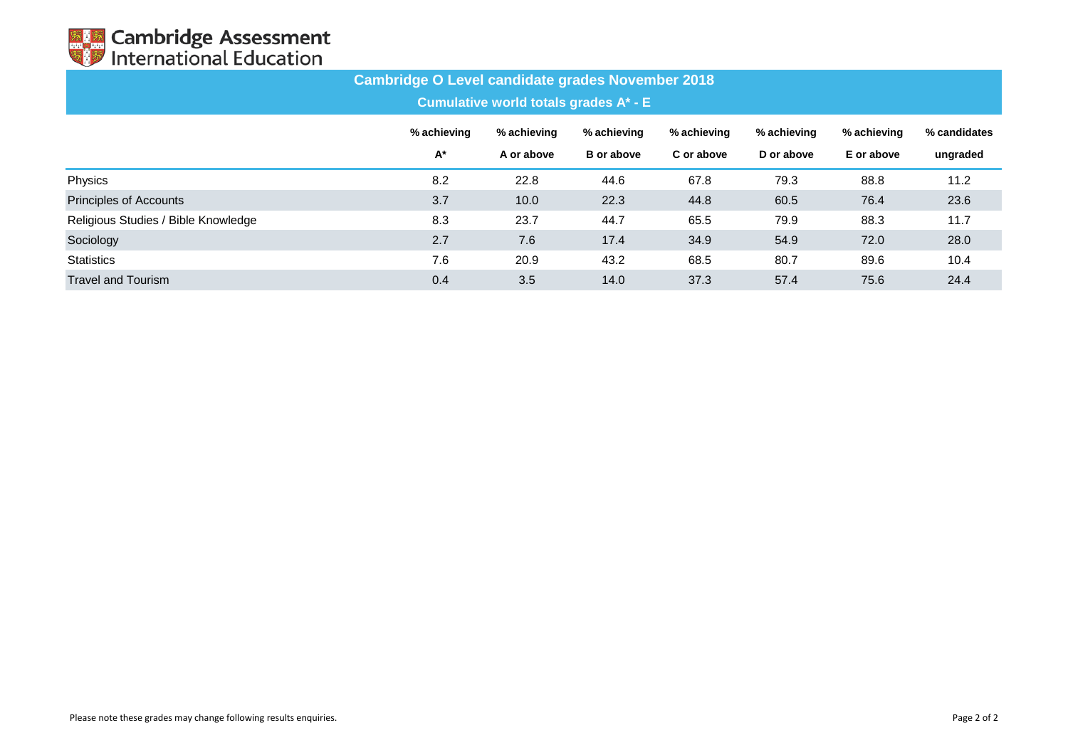Cambridge Assessment International Education

## Cambridge O Level candidate grades November 2018

### Cumulative world totals grades A* - E

| | % achieving A* | % achieving A or above | % achieving B or above | % achieving C or above | % achieving D or above | % achieving E or above | % candidates ungraded |
|---|---|---|---|---|---|---|---|
| Physics | 8.2 | 22.8 | 44.6 | 67.8 | 79.3 | 88.8 | 11.2 |
| Principles of Accounts | 3.7 | 10.0 | 22.3 | 44.8 | 60.5 | 76.4 | 23.6 |
| Religious Studies / Bible Knowledge | 8.3 | 23.7 | 44.7 | 65.5 | 79.9 | 88.3 | 11.7 |
| Sociology | 2.7 | 7.6 | 17.4 | 34.9 | 54.9 | 72.0 | 28.0 |
| Statistics | 7.6 | 20.9 | 43.2 | 68.5 | 80.7 | 89.6 | 10.4 |
| Travel and Tourism | 0.4 | 3.5 | 14.0 | 37.3 | 57.4 | 75.6 | 24.4 |

Please note these grades may change following results enquiries.